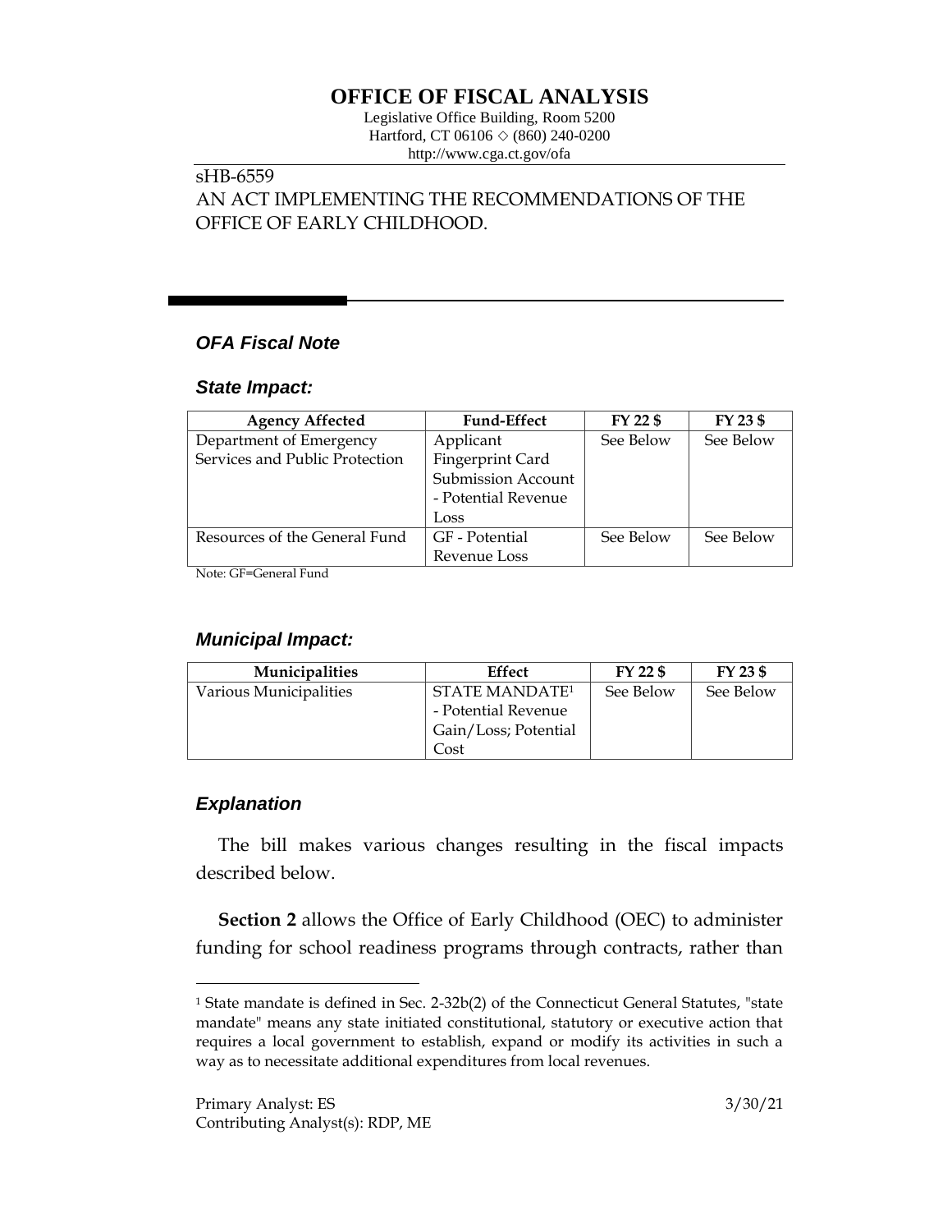# OFFICE OF FISCAL ANALYSIS

Legislative Office Building, Room 5200
Hartford, CT 06106 ◇ (860) 240-0200
http://www.cga.ct.gov/ofa

sHB-6559
AN ACT IMPLEMENTING THE RECOMMENDATIONS OF THE OFFICE OF EARLY CHILDHOOD.

## *OFA Fiscal Note*

### *State Impact:*

| Agency Affected | Fund-Effect | FY 22 $ | FY 23 $ |
|---|---|---|---|
| Department of Emergency Services and Public Protection | Applicant Fingerprint Card Submission Account - Potential Revenue Loss | See Below | See Below |
| Resources of the General Fund | GF - Potential Revenue Loss | See Below | See Below |

Note: GF=General Fund

### *Municipal Impact:*

| Municipalities | Effect | FY 22 $ | FY 23 $ |
|---|---|---|---|
| Various Municipalities | STATE MANDATE[1] - Potential Revenue Gain/Loss; Potential Cost | See Below | See Below |

### *Explanation*

The bill makes various changes resulting in the fiscal impacts described below.

**Section 2** allows the Office of Early Childhood (OEC) to administer funding for school readiness programs through contracts, rather than

[1] State mandate is defined in Sec. 2-32b(2) of the Connecticut General Statutes, "state mandate" means any state initiated constitutional, statutory or executive action that requires a local government to establish, expand or modify its activities in such a way as to necessitate additional expenditures from local revenues.

Primary Analyst: ES
Contributing Analyst(s): RDP, ME

3/30/21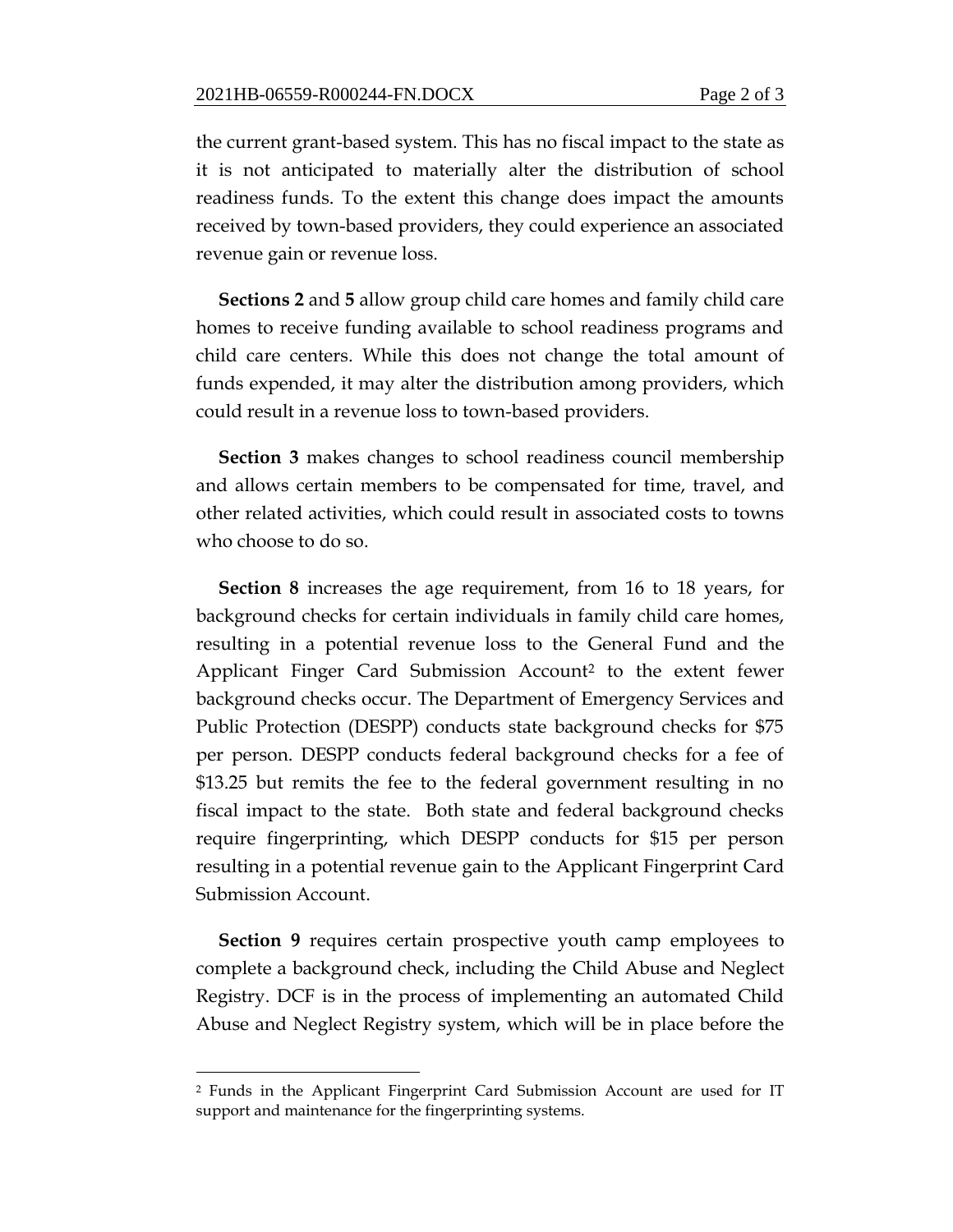the current grant-based system. This has no fiscal impact to the state as it is not anticipated to materially alter the distribution of school readiness funds. To the extent this change does impact the amounts received by town-based providers, they could experience an associated revenue gain or revenue loss.

**Sections 2** and **5** allow group child care homes and family child care homes to receive funding available to school readiness programs and child care centers. While this does not change the total amount of funds expended, it may alter the distribution among providers, which could result in a revenue loss to town-based providers.

**Section 3** makes changes to school readiness council membership and allows certain members to be compensated for time, travel, and other related activities, which could result in associated costs to towns who choose to do so.

**Section 8** increases the age requirement, from 16 to 18 years, for background checks for certain individuals in family child care homes, resulting in a potential revenue loss to the General Fund and the Applicant Finger Card Submission Account[2] to the extent fewer background checks occur. The Department of Emergency Services and Public Protection (DESPP) conducts state background checks for $75 per person. DESPP conducts federal background checks for a fee of $13.25 but remits the fee to the federal government resulting in no fiscal impact to the state. Both state and federal background checks require fingerprinting, which DESPP conducts for $15 per person resulting in a potential revenue gain to the Applicant Fingerprint Card Submission Account.

**Section 9** requires certain prospective youth camp employees to complete a background check, including the Child Abuse and Neglect Registry. DCF is in the process of implementing an automated Child Abuse and Neglect Registry system, which will be in place before the

[2] Funds in the Applicant Fingerprint Card Submission Account are used for IT support and maintenance for the fingerprinting systems.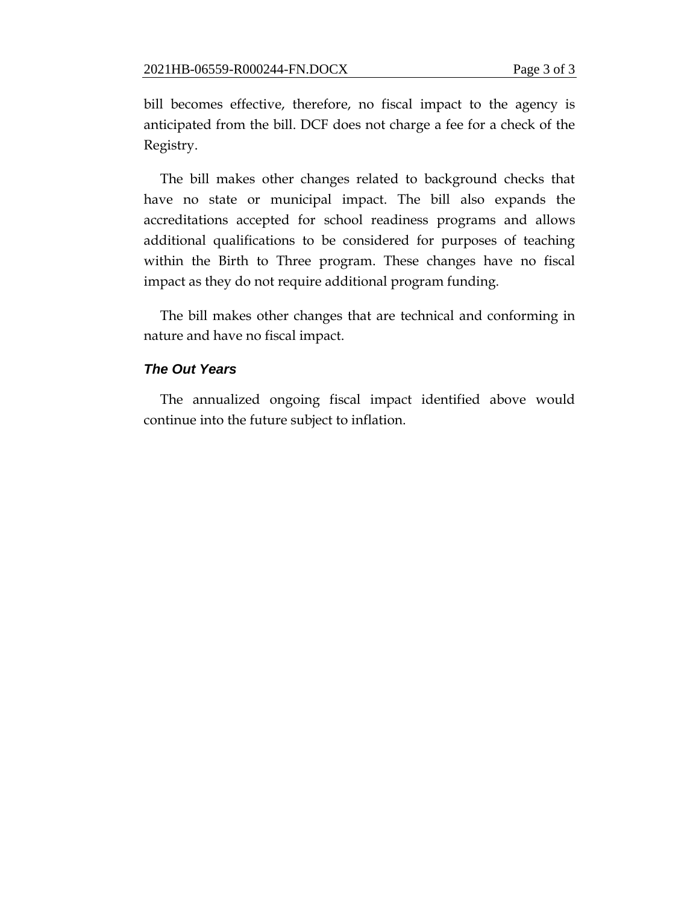bill becomes effective, therefore, no fiscal impact to the agency is anticipated from the bill. DCF does not charge a fee for a check of the Registry.

The bill makes other changes related to background checks that have no state or municipal impact. The bill also expands the accreditations accepted for school readiness programs and allows additional qualifications to be considered for purposes of teaching within the Birth to Three program. These changes have no fiscal impact as they do not require additional program funding.

The bill makes other changes that are technical and conforming in nature and have no fiscal impact.

### *The Out Years*

The annualized ongoing fiscal impact identified above would continue into the future subject to inflation.